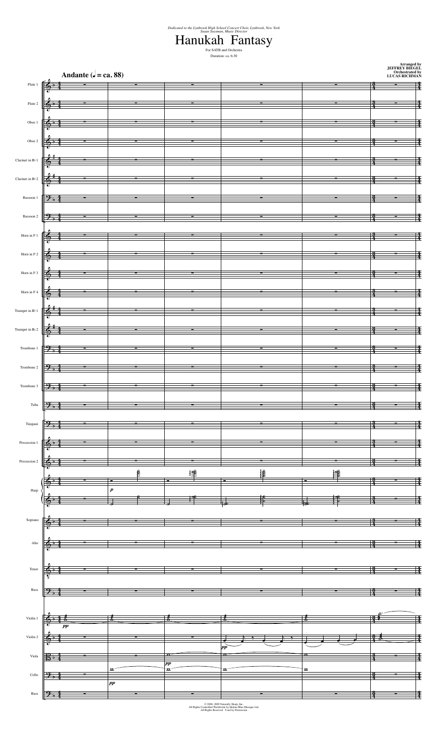*Dedicated to the Lynbrook High School Concert Choir, Lynbrook, New York*
*Susan Sussman, Music Director*

# Hanukah Fantasy

For SATB and Orchestra

Duration: ca. 6:30

Arranged by
**JEFFREY BIEGEL**
Orchestrated by
**LUCAS RICHMAN**

**Andante (♩ = ca. 88)**

Flute 1
Flute 2
Oboe 1
Oboe 2
Clarinet in B♭ 1
Clarinet in B♭ 2
Bassoon 1
Bassoon 2
Horn in F 1
Horn in F 2
Horn in F 3
Horn in F 4
Trumpet in B♭ 1
Trumpet in B♭ 2
Trombone 1
Trombone 2
Trombone 3
Tuba
Timpani
Percussion 1
Percussion 2
Harp
Soprano
Alto
Tenor
Bass
Violin 1
Violin 2
Viola
Cello
Bass

© 2008, 2009 Naturally Sharp, Inc.
All Rights Controlled Worldwide by Helene Blue Musique Ltd.
All Rights Reserved Used by Permission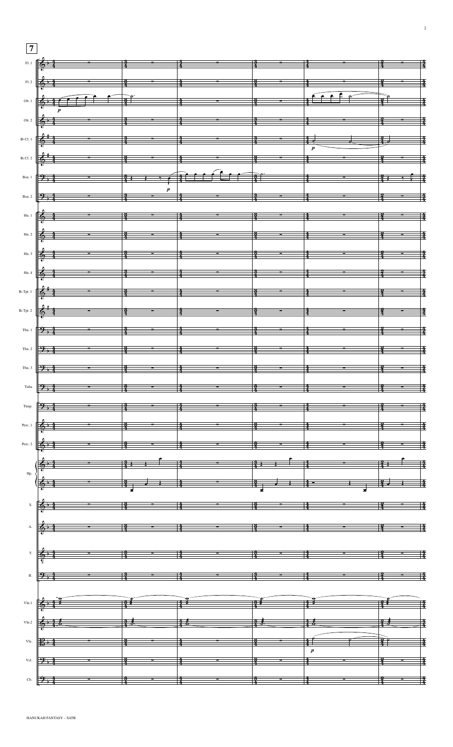7

Fl. 1

Fl. 2

Ob. 1

Ob. 2

B♭ Cl. 1

B♭ Cl. 2

Bsn. 1

Bsn. 2

Hn. 1

Hn. 2

Hn. 3

Hn. 4

B♭ Tpt. 1

B♭ Tpt. 2

Tbn. 1

Tbn. 2

Tbn. 3

Tuba

Timp.

Perc. 1

Perc. 2

Hp.

S.

A.

T.

B.

Vln.1

Vln.2

Vla.

Vcl.

Cb.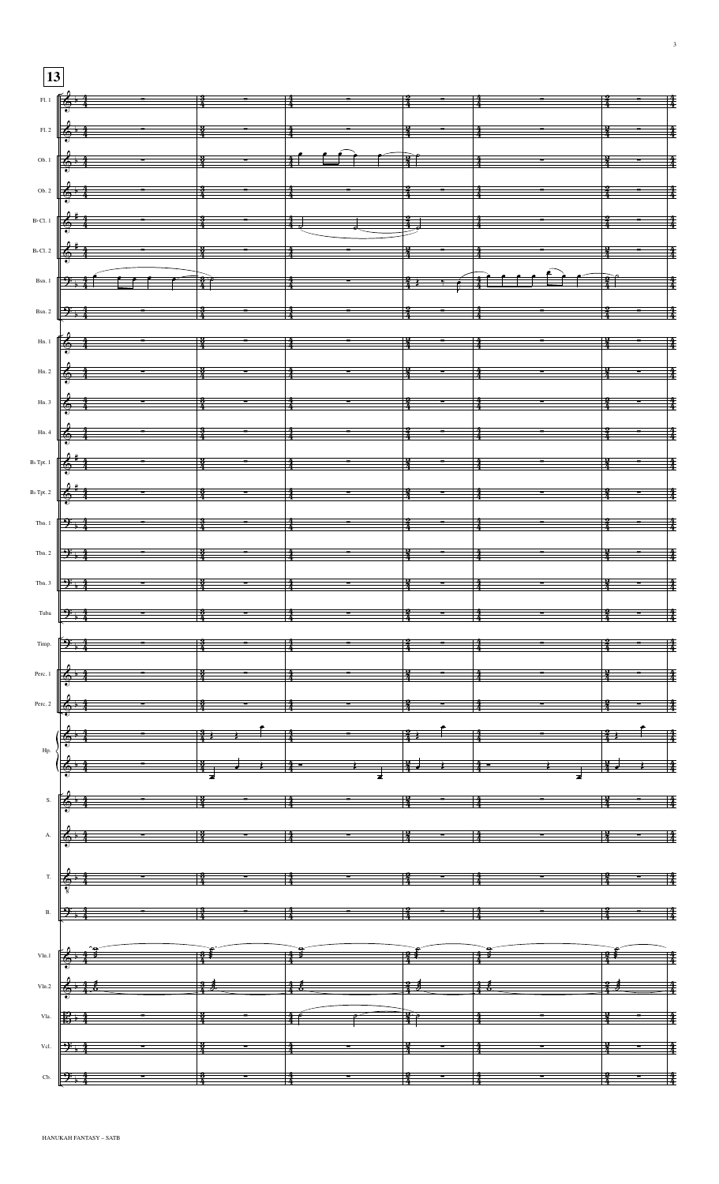13

Fl. 1

Fl. 2

Ob. 1

Ob. 2

B♭ Cl. 1

B♭ Cl. 2

Bsn. 1

Bsn. 2

Hn. 1

Hn. 2

Hn. 3

Hn. 4

B♭ Tpt. 1

B♭ Tpt. 2

Tbn. 1

Tbn. 2

Tbn. 3

Tuba

Timp.

Perc. 1

Perc. 2

Hp.

S.

A.

T.

B.

Vln.1

Vln.2

Vla.

Vcl.

Cb.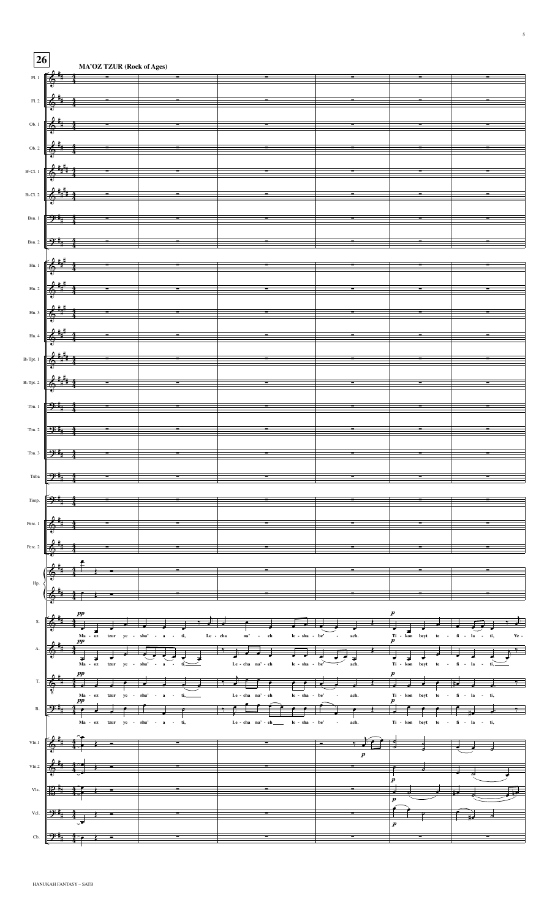**26**

**MA'OZ TZUR (Rock of Ages)**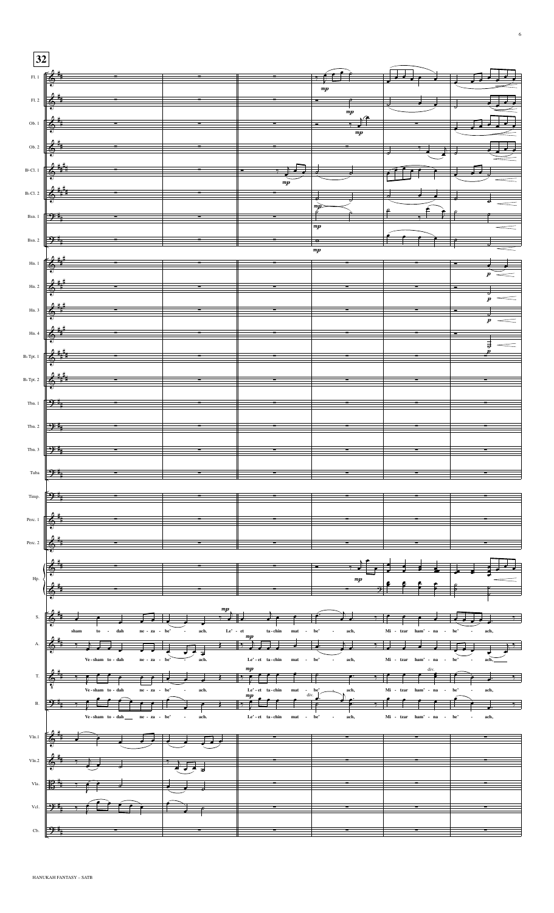**32**

sham to - dah ne - za - be' - ach. Le' - et ta - chin mat - be' - ach, Mi - tzar ham' - na - be' - ach,

Ve - sham to - dah ne - za - be' - ach. Le' - et ta - chin mat - be' - ach, Mi - tzar ham' - na - be' - ach,

Ve - sham to - dah ne - za - be' - ach. Le' - et ta - chin mat - be' - ach, Mi - tzar ham' - na - be' - ach,

Ve - sham to - dah ne - za - be' - ach. Le' - et ta - chin mat - be' - ach, Mi - tzar ham' - na - be' - ach,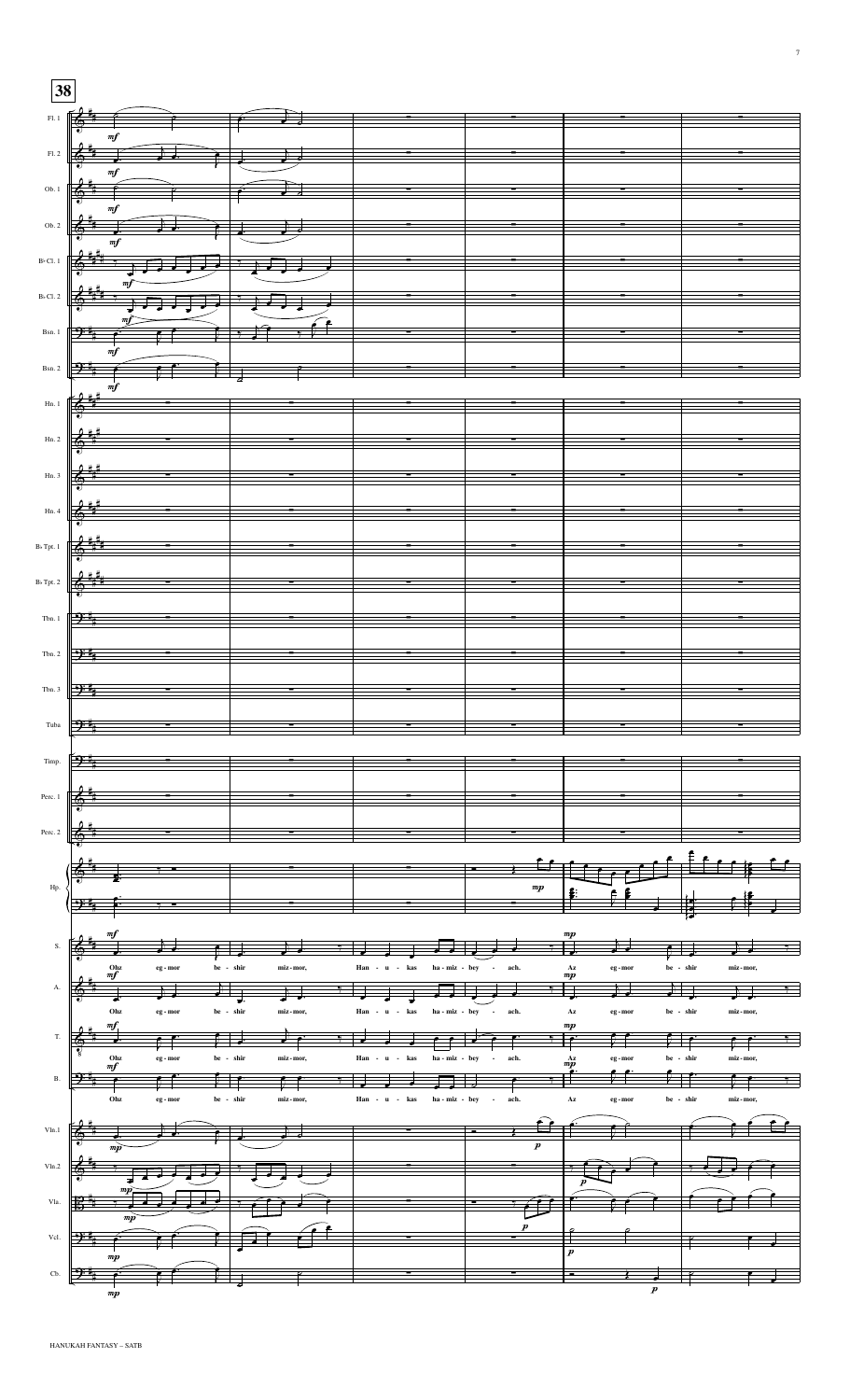**38**

Ohz eg - mor be - shir miz - mor, Han - u - kas ha - miz - bey - ach. Az eg - mor be - shir miz - mor,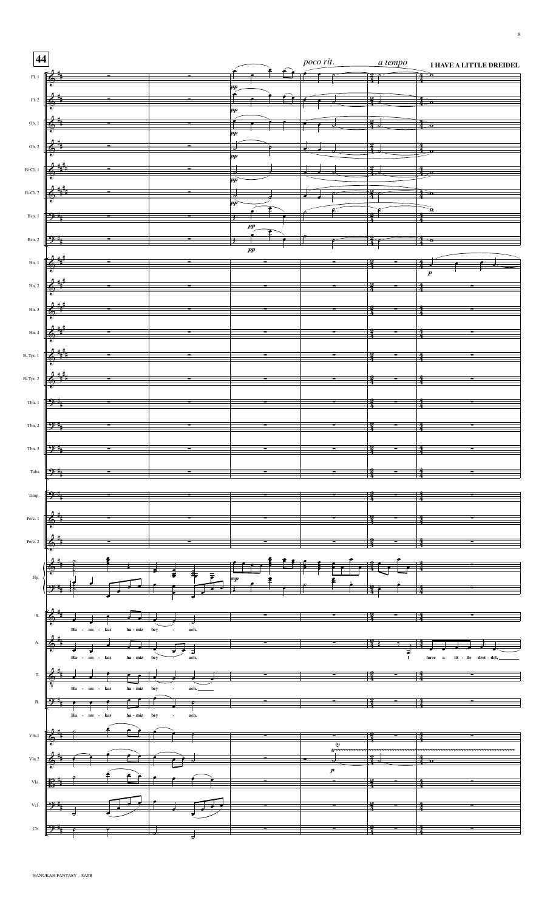**44**

*poco rit.* *a tempo*

**I HAVE A LITTLE DREIDEL**

Fl. 1
Fl. 2
Ob. 1
Ob. 2
B♭ Cl. 1
B♭ Cl. 2
Bsn. 1
Bsn. 2
Hn. 1
Hn. 2
Hn. 3
Hn. 4
B♭ Tpt. 1
B♭ Tpt. 2
Tbn. 1
Tbn. 2
Tbn. 3
Tuba
Timp.
Perc. 1
Perc. 2
Hp.

S. Ha - nu - kas ha - miz bey - ach.

A. Ha - nu - kas ha - miz bey - ach. I have a lit - tle drei - del.

T. Ha - nu - kas ha - miz bey - ach.

B. Ha - nu - kas ha - miz bey - ach.

Vln.1
Vln.2
Vla.
Vcl.
Cb.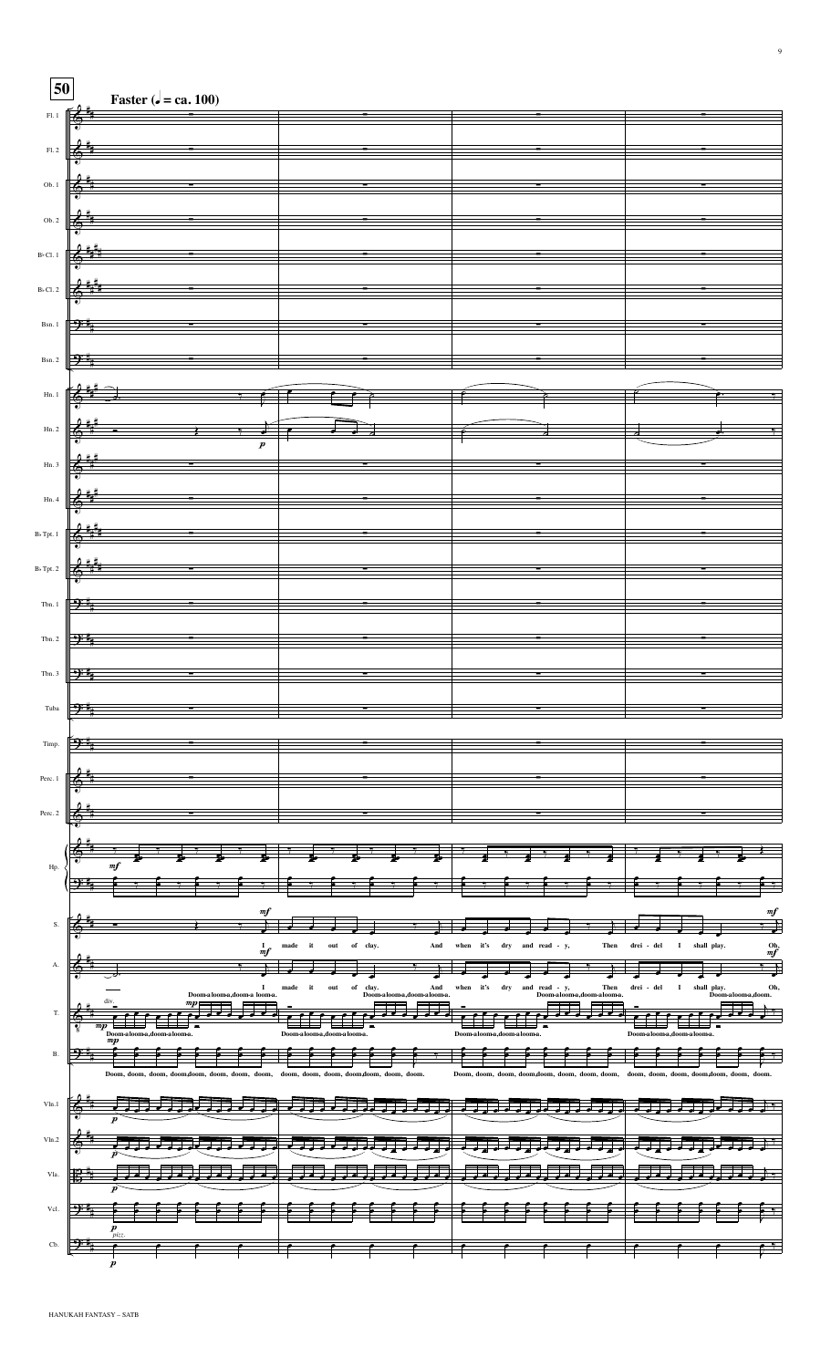**50**

**Faster (♩ = ca. 100)**

S.: I made it out of clay. And when it's dry and read - y, Then drei - del I shall play. Oh,

A.: I made it out of clay. And when it's dry and read - y, Then drei - del I shall play. Oh,

A.: Doom-a-looma, doom-a looma. Doom-a-looma, doom-a-looma. Doom-a-looma, doom-a-looma. Doom-a-looma, doom.

T.: Doom-a-looma, doom-a-looma. Doom-a-looma, doom-a-looma. Doom-a-looma, doom-a-looma. Doom-a-looma, doom-a-looma.

B.: Doom, doom, doom, doom, doom, doom, doom, doom, doom, doom, doom, doom, doom, doom, doom. Doom, doom, doom, doom, doom, doom, doom, doom, doom, doom, doom, doom, doom, doom, doom.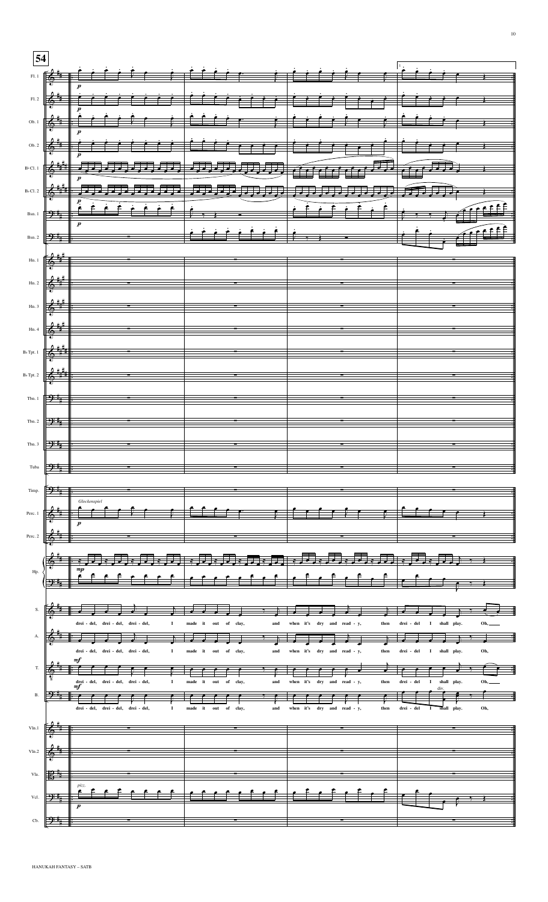**54**

S.: drei - del, drei - del, drei - del, I made it out of clay, and when it's dry and read - y, then drei - del I shall play. Oh,

A.: drei - del, drei - del, drei - del, I made it out of clay, and when it's dry and read - y, then drei - del I shall play. Oh,

T.: drei - del, drei - del, drei - del, I made it out of clay, and when it's dry and read - y, then drei - del I shall play. Oh,

B.: drei - del, drei - del, drei - del, I made it out of clay, and when it's dry and read - y, then drei - del I shall play. Oh,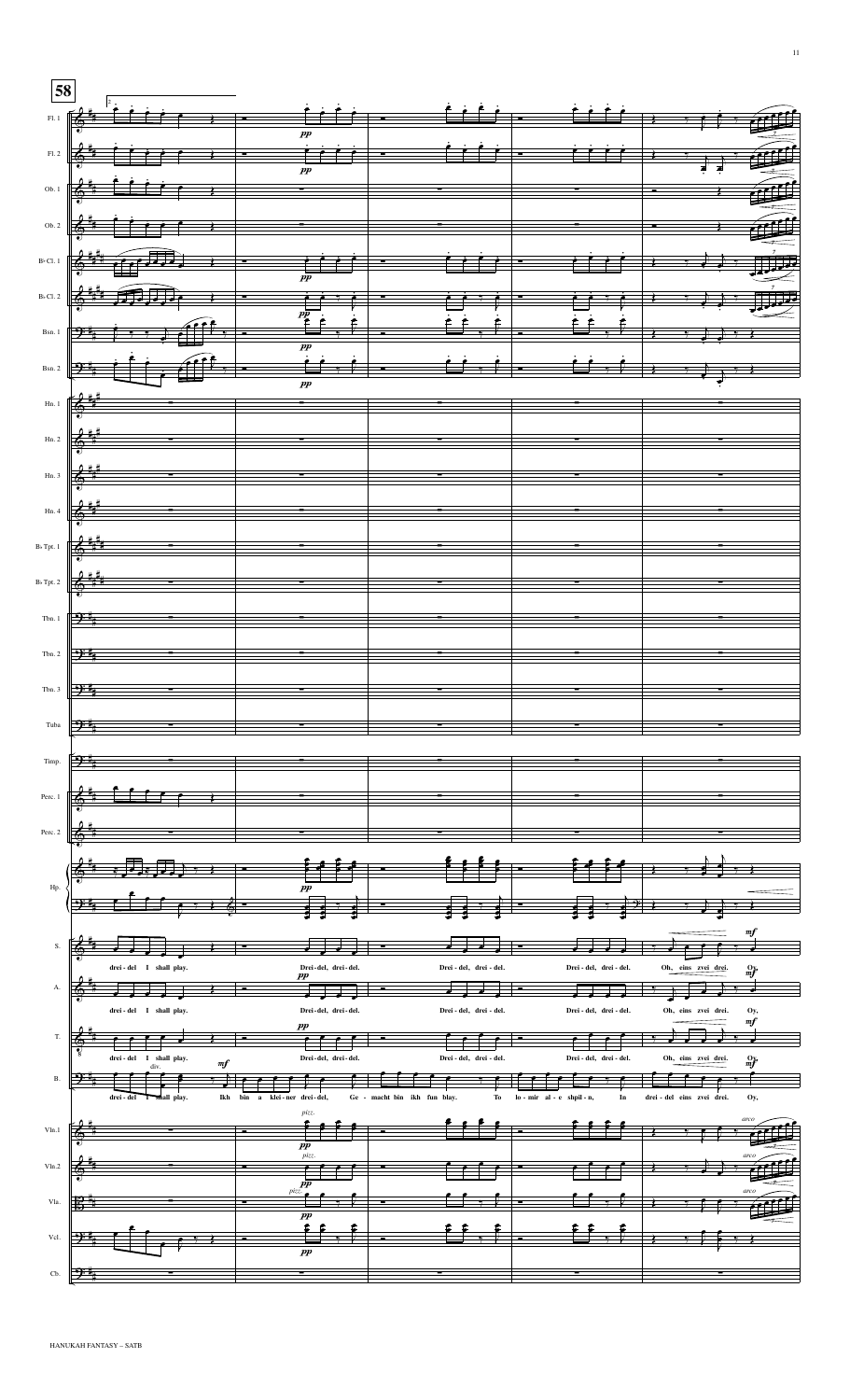**58**

S.: drei - del I shall play. Drei - del, drei - del. Drei - del, drei - del. Drei - del, drei - del. Oh, eins zvei drei. Oy,

A.: drei - del I shall play. Drei - del, drei - del. Drei - del, drei - del. Drei - del, drei - del. Oh, eins zvei drei. Oy,

T.: drei - del I shall play. Drei - del, drei - del. Drei - del, drei - del. Drei - del, drei - del. Oh, eins zvei drei. Oy,

B.: drei - del I shall play. Ikh bin a klei - ner drei - del, Ge - macht bin ikh fun blay. To lo - mir al - e shpil - n, In drei - del eins zvei drei. Oy,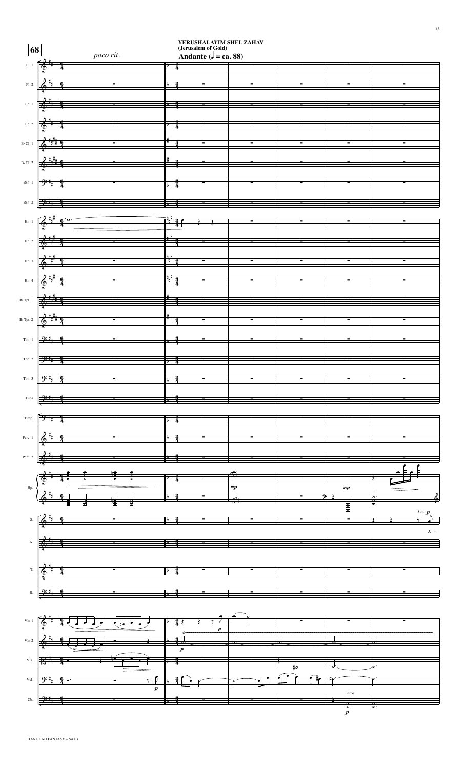# YERUSHALAYIM SHEL ZAHAV
(Jerusalem of Gold)

68

*poco rit.*

**Andante (♩ = ca. 88)**

Fl. 1
Fl. 2
Ob. 1
Ob. 2
B♭ Cl. 1
B♭ Cl. 2
Bsn. 1
Bsn. 2
Hn. 1
Hn. 2
Hn. 3
Hn. 4
B♭ Tpt. 1
B♭ Tpt. 2
Tbn. 1
Tbn. 2
Tbn. 3
Tuba
Timp.
Perc. 1
Perc. 2
Hp. *mp* *mp*
S. Solo *p* A -
A.
T.
B.
Vln.1 *p*
Vln.2 *p*
Vla.
Vcl. *p*
Cb. arco *p*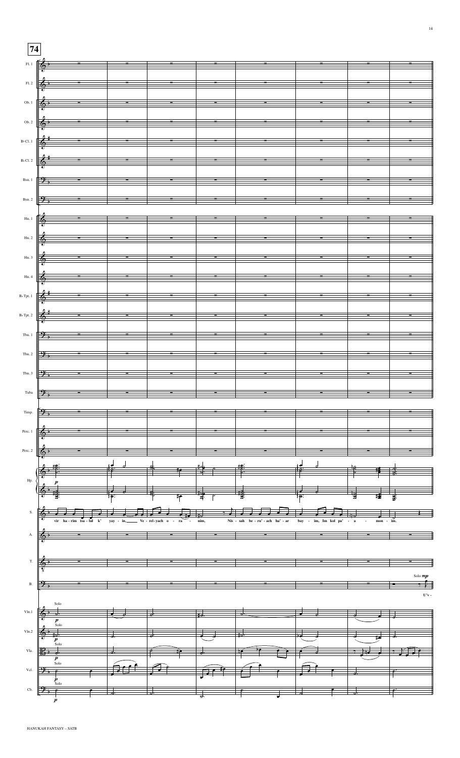**74**

Fl. 1

Fl. 2

Ob. 1

Ob. 2

B♭ Cl. 1

B♭ Cl. 2

Bsn. 1

Bsn. 2

Hn. 1

Hn. 2

Hn. 3

Hn. 4

B♭ Tpt. 1

B♭ Tpt. 2

Tbn. 1

Tbn. 2

Tbn. 3

Tuba

Timp.

Perc. 1

Perc. 2

Hp.

*p*

S.

vir ha - rim tsa - lul k' yay - in, Ve - rel - yach o - ra - nim, Nis - sah be - ru' - ach ha' - ar bay - im, Im kol pa' - a - mon - im.

A.

T.

B.

Solo *mp*

U'v -

Vln.1

Solo

*p*

Vln.2

Solo

*p*

Vla.

Solo

*p*

Vcl.

Solo

*p*

Cb.

Solo

*p*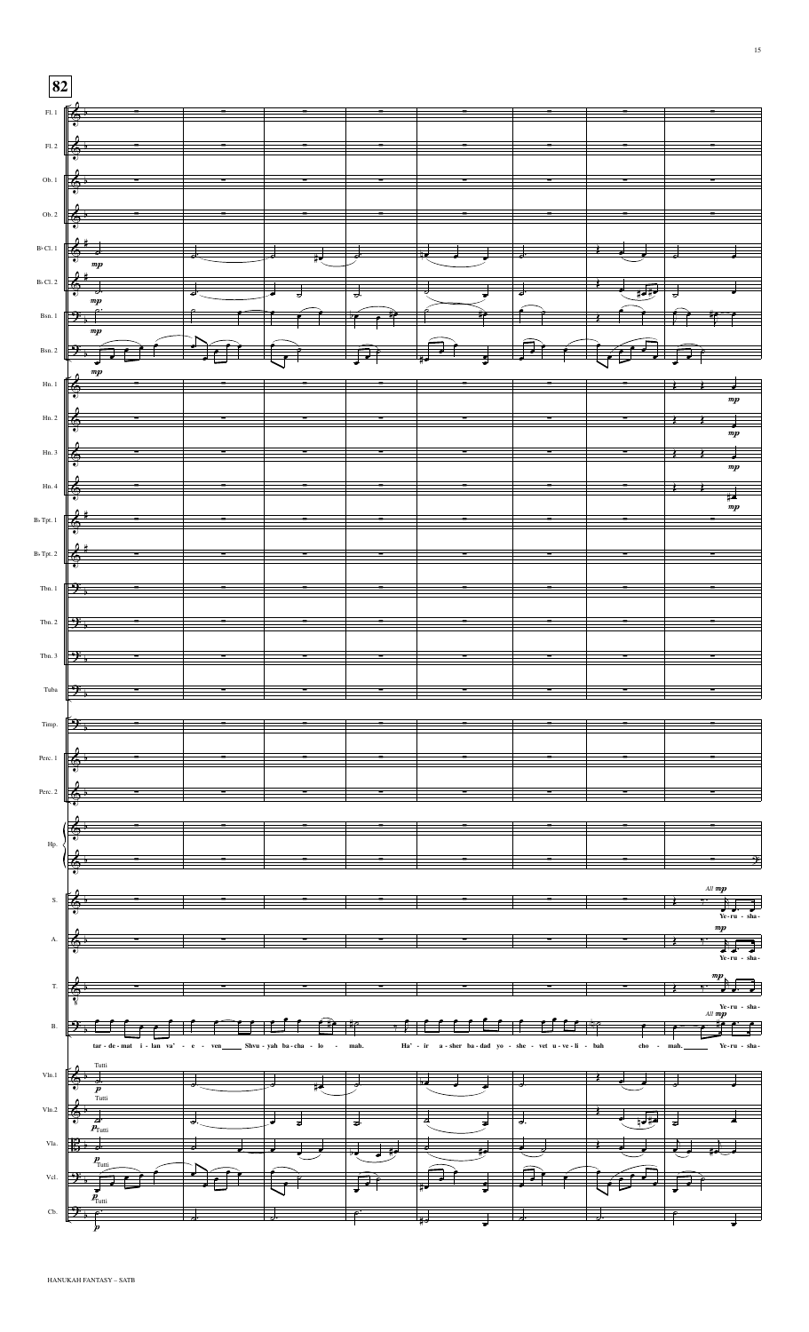**82**

Fl. 1
Fl. 2
Ob. 1
Ob. 2
B♭ Cl. 1
B♭ Cl. 2
Bsn. 1
Bsn. 2
Hn. 1
Hn. 2
Hn. 3
Hn. 4
B♭ Tpt. 1
B♭ Tpt. 2
Tbn. 1
Tbn. 2
Tbn. 3
Tuba
Timp.
Perc. 1
Perc. 2
Hp.
S.
A.
T.
B.
Vln.1
Vln.2
Vla.
Vcl.
Cb.

*mp* *p* Tutti *All mp*

B.: tar - de - mat i - lan va' - e - ven Shvu - yah ba - cha - lo - mah. Ha' - ir a - sher ba - dad yo - she - vet u - ve - li - bah cho - mah. Ye - ru - sha -

S.: Ye - ru - sha -

A.: Ye - ru - sha -

T.: Ye - ru - sha -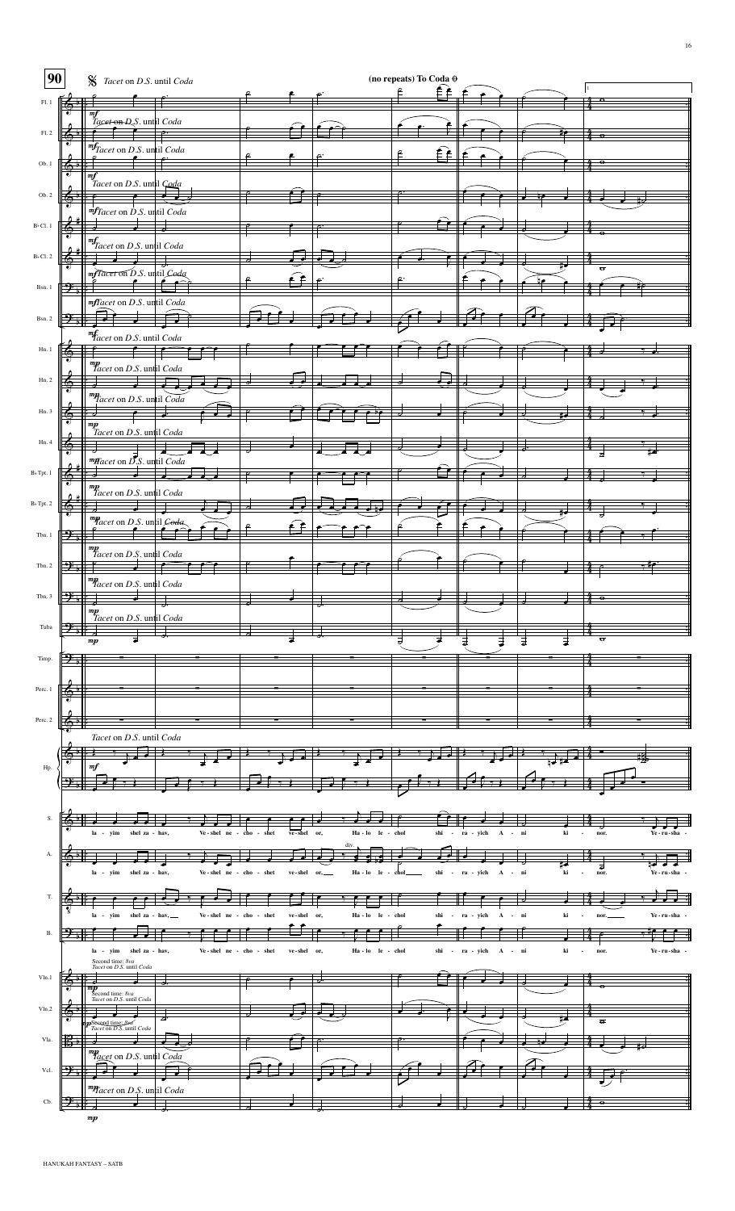**90**

𝄋 *Tacet on D.S. until Coda*

**(no repeats) To Coda** 𝄌

Fl. 1 — *mf*, *Tacet on D.S. until Coda*

Fl. 2 — *mf*, *Tacet on D.S. until Coda*

Ob. 1 — *mf*, *Tacet on D.S. until Coda*

Ob. 2 — *mf*, *Tacet on D.S. until Coda*

B♭ Cl. 1 — *mf*, *Tacet on D.S. until Coda*

B♭ Cl. 2 — *mf*, *Tacet on D.S. until Coda*

Bsn. 1 — *mf*, *Tacet on D.S. until Coda*

Bsn. 2 — *mf*, *Tacet on D.S. until Coda*

Hn. 1 — *mp*, *Tacet on D.S. until Coda*

Hn. 2 — *mp*, *Tacet on D.S. until Coda*

Hn. 3 — *mp*, *Tacet on D.S. until Coda*

Hn. 4 — *mp*, *Tacet on D.S. until Coda*

B♭ Tpt. 1 — *mp*, *Tacet on D.S. until Coda*

B♭ Tpt. 2 — *mp*, *Tacet on D.S. until Coda*

Tbn. 1 — *mp*, *Tacet on D.S. until Coda*

Tbn. 2 — *mp*, *Tacet on D.S. until Coda*

Tbn. 3 — *mp*, *Tacet on D.S. until Coda*

Tuba — *mp*

Timp.

Perc. 1

Perc. 2

Hp. — *Tacet on D.S. until Coda*, *mf*

S. — la - yim shel za - hav, Ve - shel ne - cho - shet ve - shel or, Ha - lo le - chol shi - ru - yich A - ni ki - nor. Ye - ru - sha -

A. — la - yim shel za - hav, Ve - shel ne - cho - shet ve - shel or, Ha - lo le - chol shi - ru - yich A - ni ki - nor. Ye - ru - sha - (div.)

T. — la - yim shel za - hav, Ve - shel ne - cho - shet ve - shel or, Ha - lo le - chol shi - ra - yich A - ni ki - nor. Ye - ru - sha -

B. — la - yim shel za - hav, Ve - shel ne - cho - shet ve - shel or, Ha - lo le - chol shi - ru - yich A - ni ki - nor. Ye - ru - sha -

Vln.1 — *mp*, Second time: 8va, *Tacet on D.S. until Coda*

Vln.2 — *mp*, Second time: 8va, *Tacet on D.S. until Coda*

Vla. — *mp*, Second time: 8va, *Tacet on D.S. until Coda*

Vcl. — *mp*, *Tacet on D.S. until Coda*

Cb. — *mp*, *Tacet on D.S. until Coda*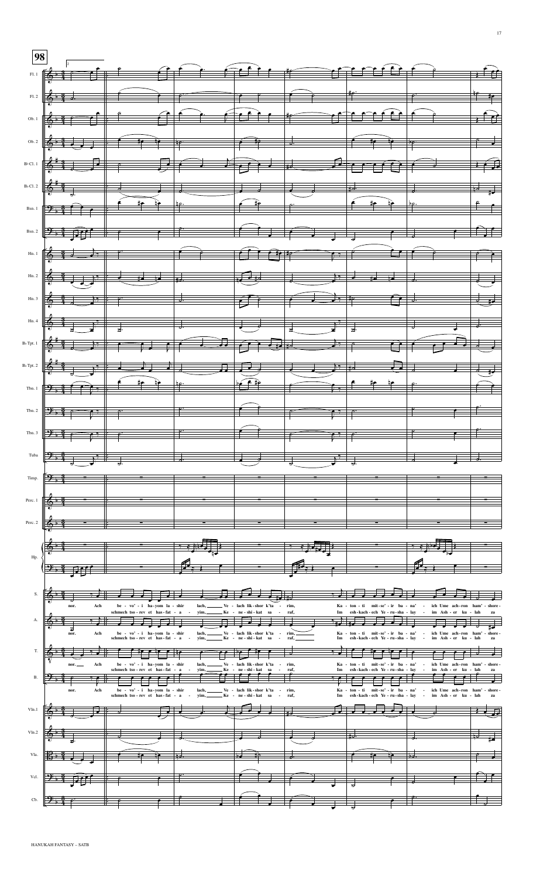**98**

nor. Ach be - vo' - i ha - yom la - shir lach, Ve - lach lik - shor k'ta - rim, Ka - ton - ti mit - se' - ir bu - na' - ich Ume ach - ron ham' - shore -

schmech tso - rev et has - fat - a - yim, Ke - ne - shi - kat sa - raf, Im esh - kach - ech Ye - ru - sha - lay - im Ash - er ku - lah za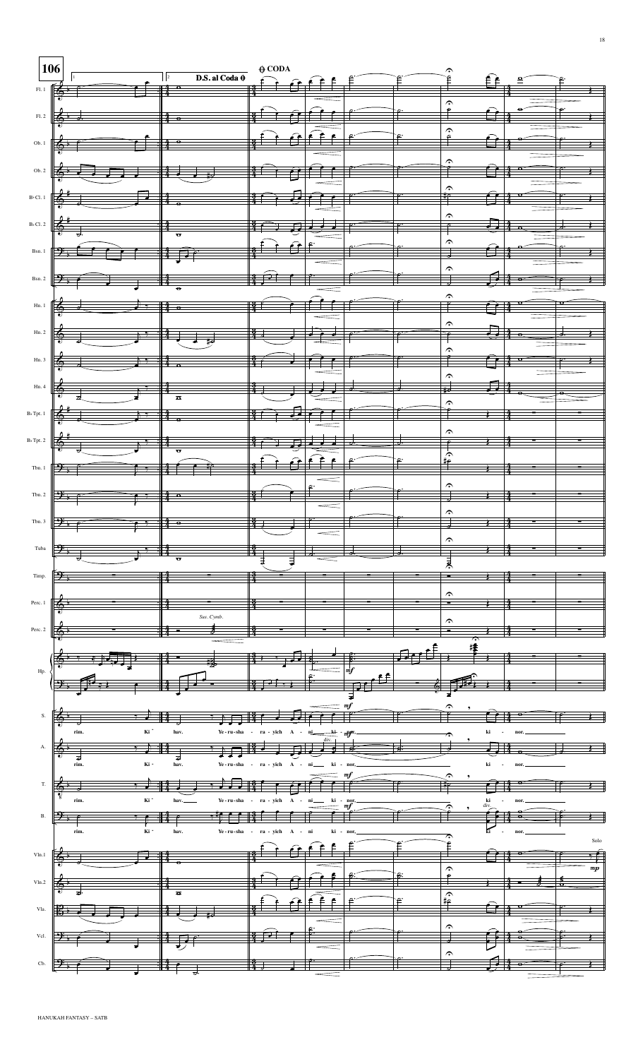**106**

1 | 2 **D.S. al Coda** 𝄌

𝄌 **CODA**

Fl. 1, Fl. 2, Ob. 1, Ob. 2, B♭ Cl. 1, B♭ Cl. 2, Bsn. 1, Bsn. 2, Hn. 1, Hn. 2, Hn. 3, Hn. 4, B♭ Tpt. 1, B♭ Tpt. 2, Tbn. 1, Tbn. 2, Tbn. 3, Tuba, Timp., Perc. 1, Perc. 2, Hp., S., A., T., B., Vln.1, Vln.2, Vla., Vcl., Cb.

*Sus. Cymb.*

*mf*

div.

S.: rim. Ki hav. Ye - ru - sha - ra - yich A - ni ki - nor. ki - nor.

A.: rim. Ki hav. Ye - ru - sha - ra - yich A - ni ki - nor. ki - nor.

T.: rim. Ki hav. Ye - ru - sha - ra - yich A - ni ki - nor. ki - nor.

B.: rim. Ki hav. Ye - ru - sha - ra - yich A - ni ki - nor. ki - nor.

Solo

*mp*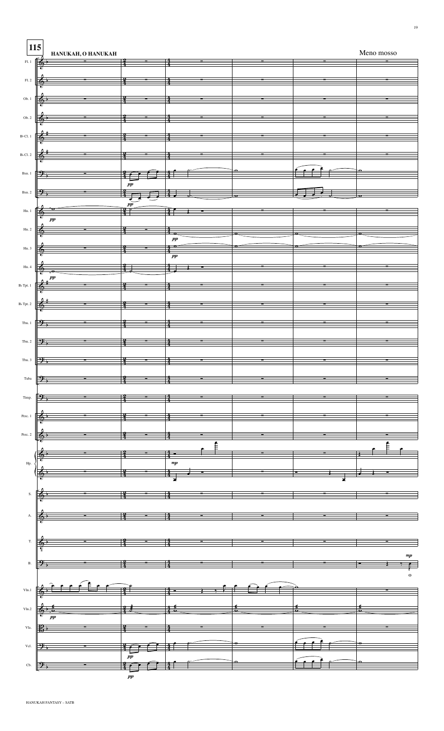115

HANUKAH, O HANUKAH

Meno mosso

Fl. 1

Fl. 2

Ob. 1

Ob. 2

B♭ Cl. 1

B♭ Cl. 2

Bsn. 1

Bsn. 2

Hn. 1

Hn. 2

Hn. 3

Hn. 4

B♭ Tpt. 1

B♭ Tpt. 2

Tbn. 1

Tbn. 2

Tbn. 3

Tuba

Timp.

Perc. 1

Perc. 2

Hp.

S.

A.

T.

B.

Vln.1

Vln.2

Vla.

Vcl.

Cb.

HANUKAH FANTASY – SATB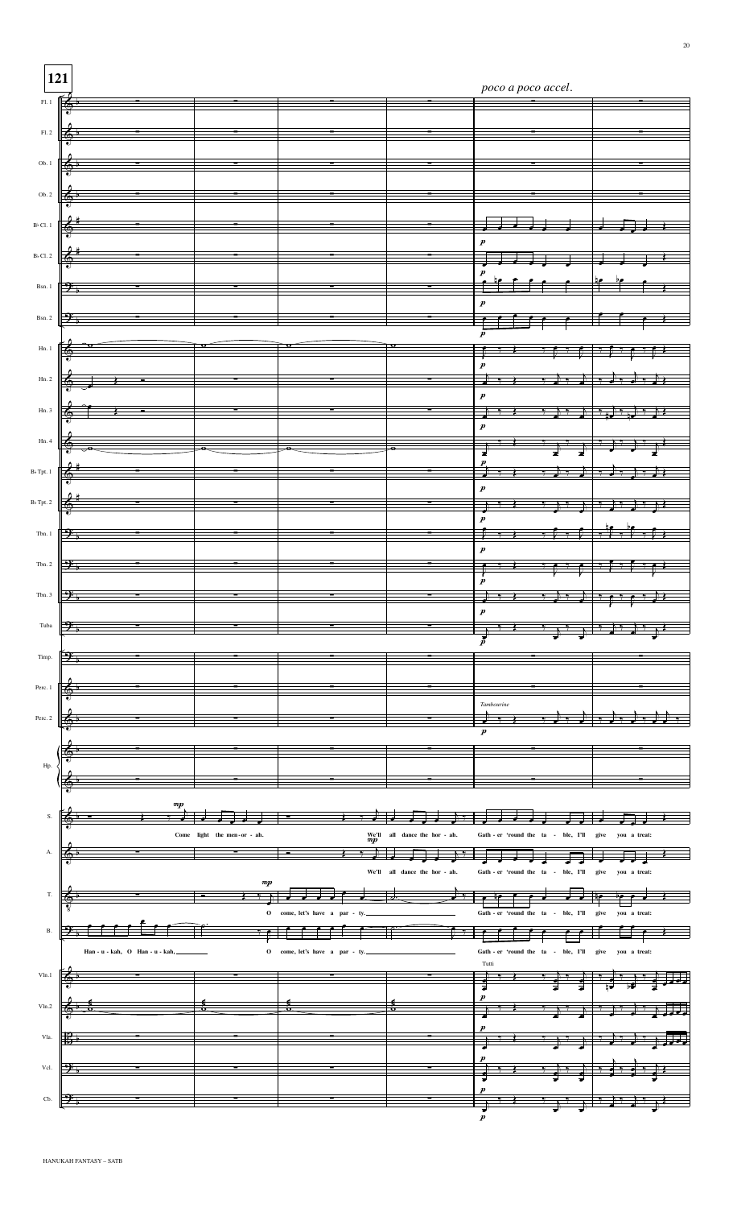**121**

*poco a poco accel.*

Fl. 1
Fl. 2
Ob. 1
Ob. 2
B♭ Cl. 1
B♭ Cl. 2
Bsn. 1
Bsn. 2
Hn. 1
Hn. 2
Hn. 3
Hn. 4
B♭ Tpt. 1
B♭ Tpt. 2
Tbn. 1
Tbn. 2
Tbn. 3
Tuba
Timp.
Perc. 1
Perc. 2 — *Tambourine*
Hp.

S. — *mp* Come light the men - or - ah. We'll *mp* all dance the hor - ah. Gath - er 'round the ta - ble, I'll give you a treat:

A. — We'll all dance the hor - ah. Gath - er 'round the ta - ble, I'll give you a treat:

T. — *mp* O come, let's have a par - ty. Gath - er 'round the ta - ble, I'll give you a treat:

B. — Han - u - kah, O Han - u - kah, O come, let's have a par - ty. Gath - er 'round the ta - ble, I'll give you a treat:

Vln.1 — Tutti
Vln.2
Vla.
Vcl.
Cb.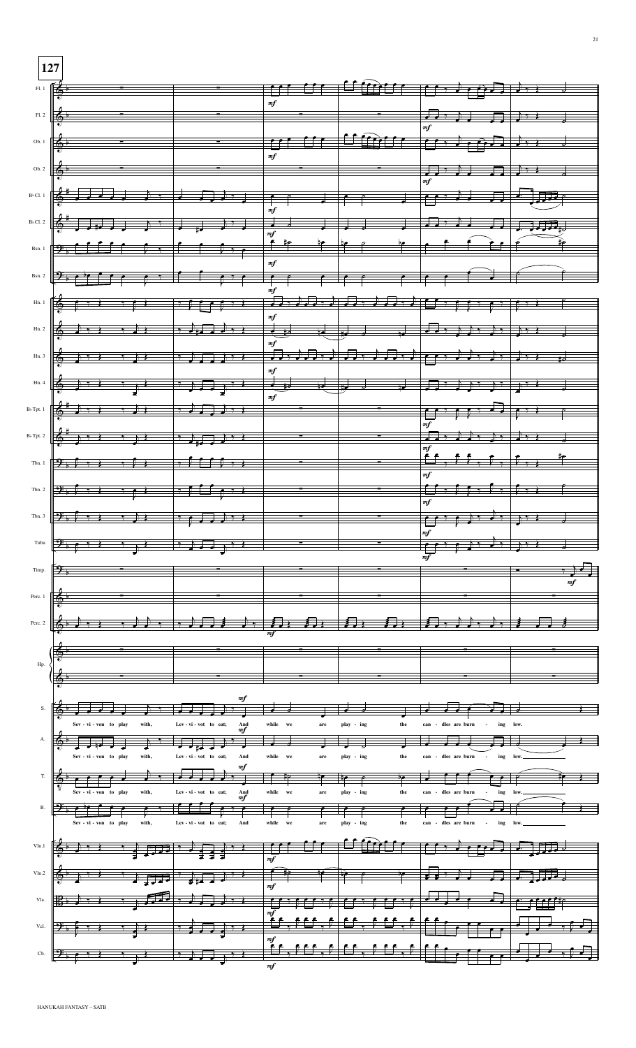127

Sev - vi - von to play with, Lev - vi - vot to eat; And while we are play - ing the can - dles are burn - ing low.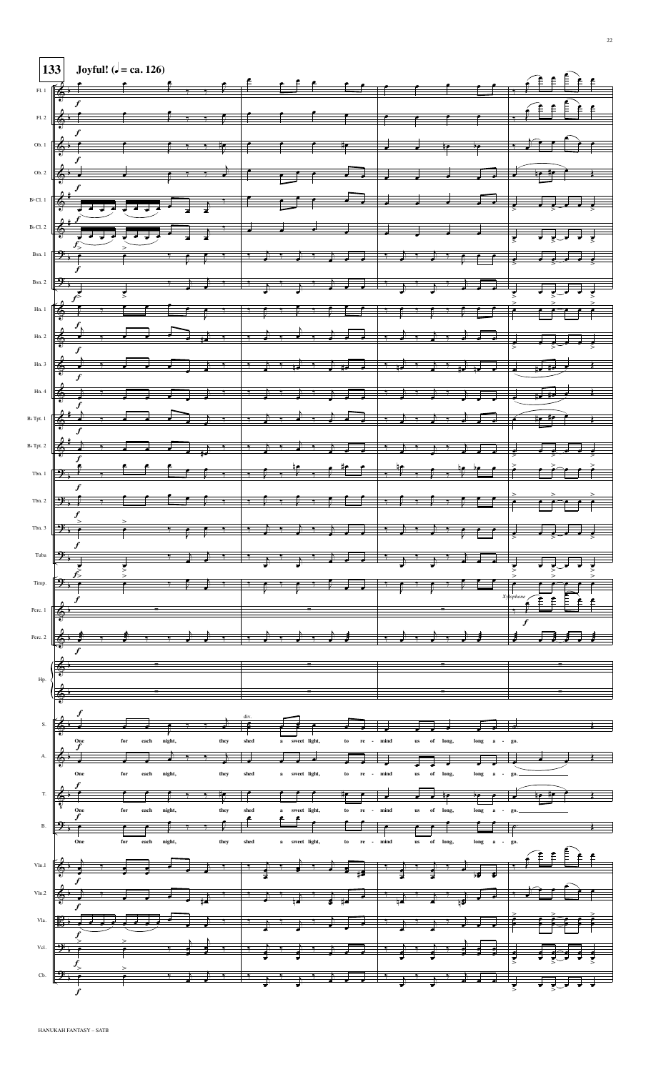**133** **Joyful! (♩ = ca. 126)**

Fl. 1, Fl. 2, Ob. 1, Ob. 2, B♭ Cl. 1, B♭ Cl. 2, Bsn. 1, Bsn. 2, Hn. 1, Hn. 2, Hn. 3, Hn. 4, B♭ Tpt. 1, B♭ Tpt. 2, Tbn. 1, Tbn. 2, Tbn. 3, Tuba, Timp., Perc. 1, Perc. 2, Hp., S., A., T., B., Vln.1, Vln.2, Vla., Vcl., Cb.

*f*

Xylophone

div.

S.: One for each night, they shed a sweet light, to re - mind us of long, long a - go.

A.: One for each night, they shed a sweet light, to re - mind us of long, long a - go.

T.: One for each night, they shed a sweet light, to re - mind us of long, long a - go.

B.: One for each night, they shed a sweet light, to re - mind us of long, long a - go.

HANUKAH FANTASY – SATB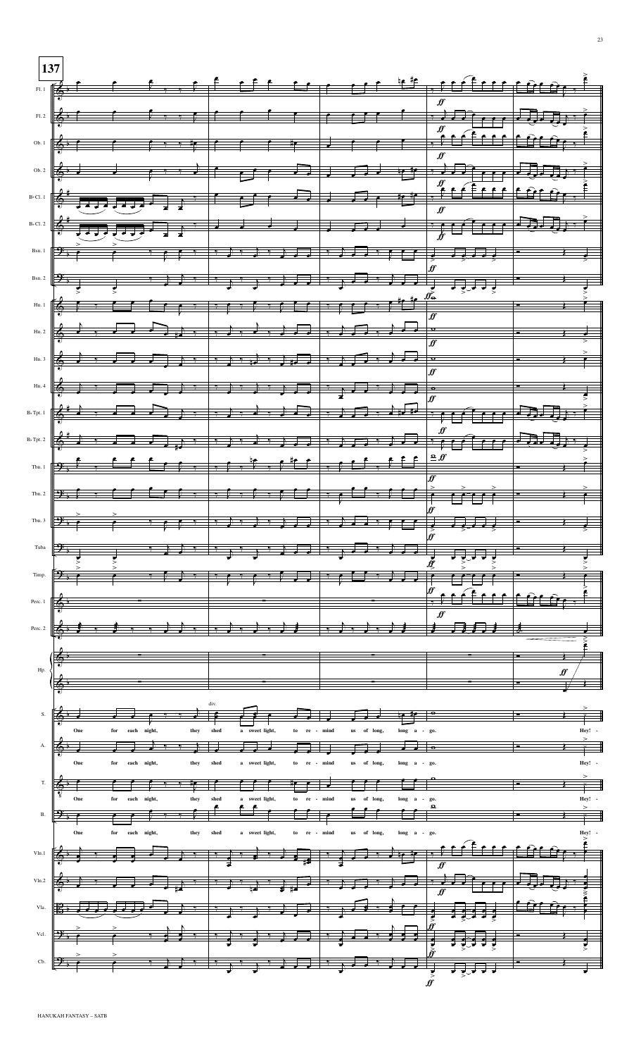137

Fl. 1

Fl. 2

Ob. 1

Ob. 2

B♭ Cl. 1

B♭ Cl. 2

Bsn. 1

Bsn. 2

Hn. 1

Hn. 2

Hn. 3

Hn. 4

B♭ Tpt. 1

B♭ Tpt. 2

Tbn. 1

Tbn. 2

Tbn. 3

Tuba

Timp.

Perc. 1

Perc. 2

Hp.

S.

One for each night, they shed a sweet light, to re - mind us of long, long a - go. Hey! -

A.

One for each night, they shed a sweet light, to re - mind us of long, long a - go. Hey! -

T.

One for each night, they shed a sweet light, to re - mind us of long, long a - go. Hey! -

B.

One for each night, they shed a sweet light, to re - mind us of long, long a - go. Hey! -

Vln.1

Vln.2

Vla.

Vcl.

Cb.

HANUKAH FANTASY – SATB